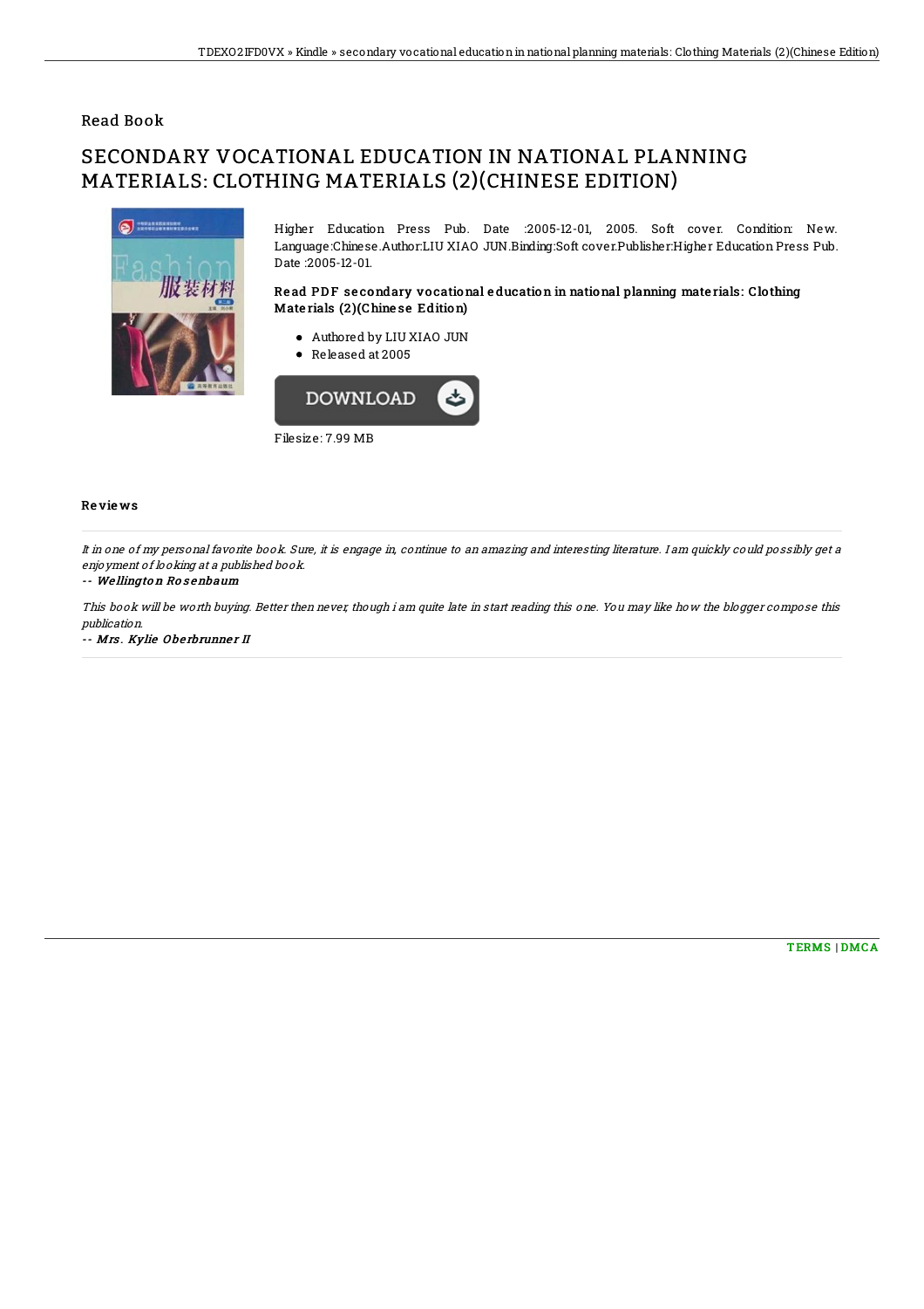## Read Book

# SECONDARY VOCATIONAL EDUCATION IN NATIONAL PLANNING MATERIALS: CLOTHING MATERIALS (2)(CHINESE EDITION)

Higher Education Press Pub. Date :2005-12-01, 2005. Soft cover. Condition: New. Language:Chinese.Author:LIU XIAO JUN.Binding:Soft cover.Publisher:Higher Education Press Pub. Date :2005-12-01.

### Read PDF secondary vocational education in national planning materials: Clothing Materials (2)(Chinese Edition)

- Authored by LIU XIAO JUN
- Released at 2005

DOWNLOAD

Filesize: 7.99 MB

### Reviews

*It in one of my personal favorite book. Sure, it is engage in, continue to an amazing and interesting literature. I am quickly could possibly get a enjoyment of looking at a published book.*

*-- Wellington Rosenbaum*

*This book will be worth buying. Better then never, though i am quite late in start reading this one. You may like how the blogger compose this publication.*

*-- Mrs. Kylie Oberbrunner II*

TERMS | DMCA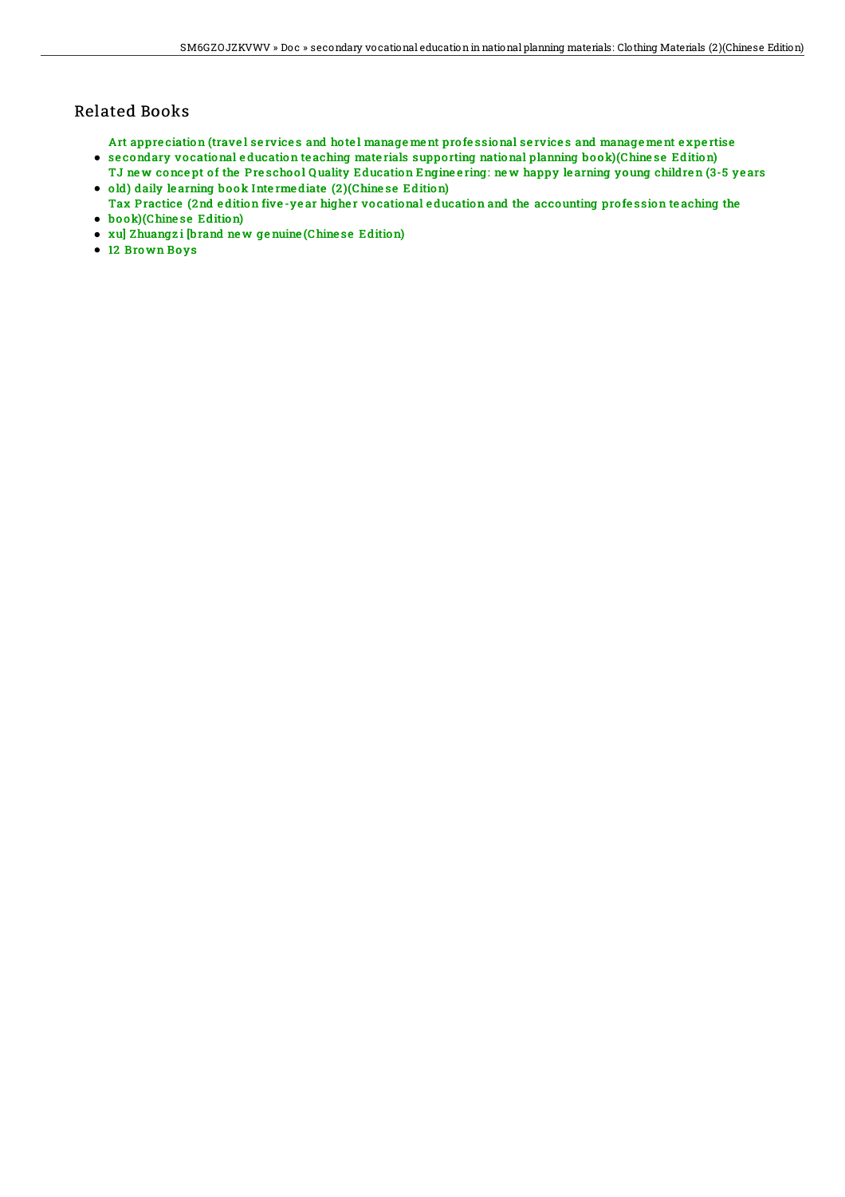## Related Books

- Art appreciation (travel services and hotel management professional services and management expertise secondary vocational education teaching materials supporting national planning book)(Chinese Edition)
- TJ new concept of the Preschool Quality Education Engineering: new happy learning young children (3-5 years old) daily learning book Intermediate (2)(Chinese Edition)
- Tax Practice (2nd edition five-year higher vocational education and the accounting profession teaching the book)(Chinese Edition)
- xu] Zhuangzi [brand new genuine(Chinese Edition)
- 12 Brown Boys